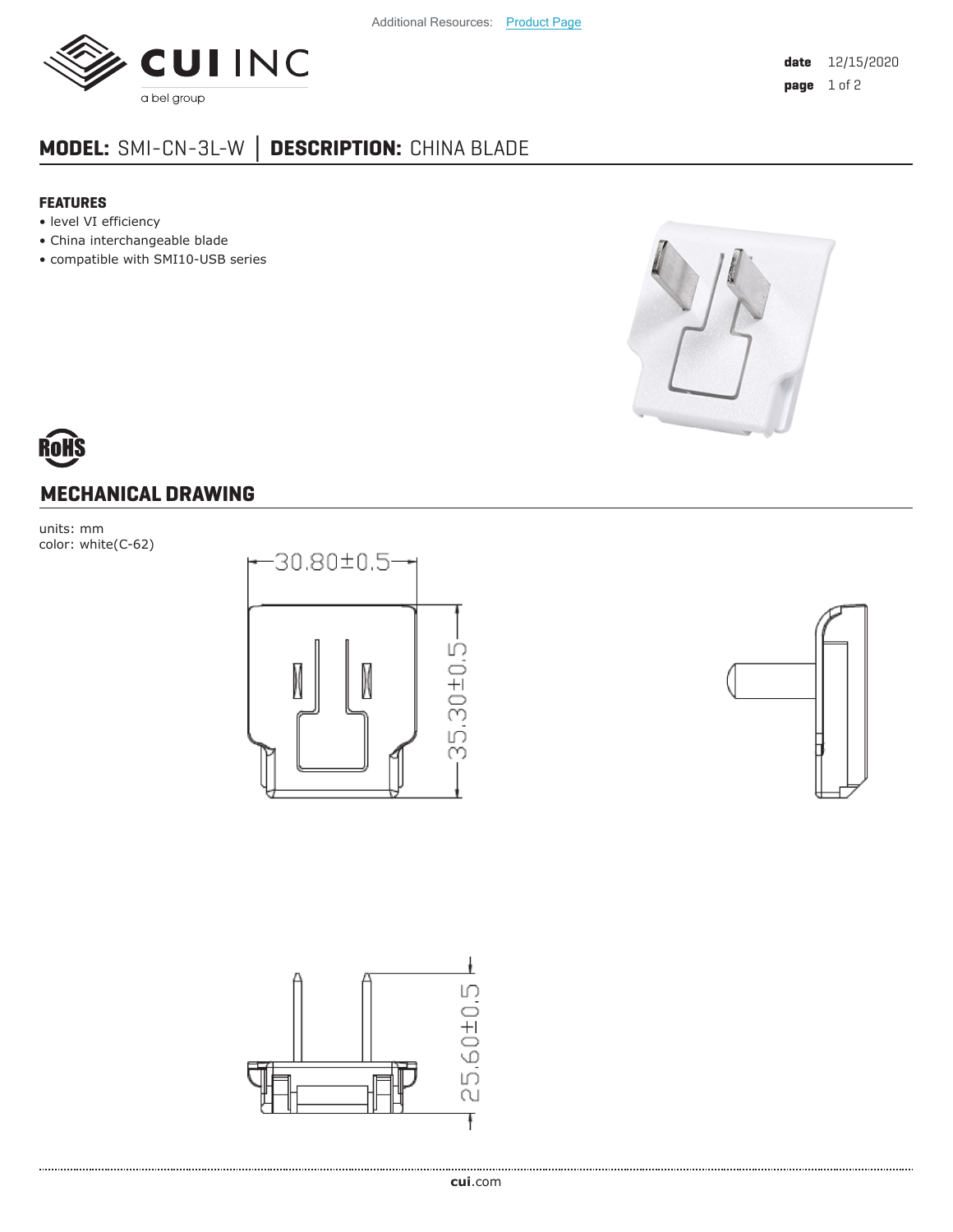Additional Resources: Product Page

date 12/15/2020

## MODEL: SMI-CN-3L-W │ DESCRIPTION: CHINA BLADE

### FEATURES

- level VI efficiency
- China interchangeable blade
- compatible with SMI10-USB series

RoHS

## MECHANICAL DRAWING

units: mm
color: white(C-62)

30.80±0.5

35.30±0.5

25.60±0.5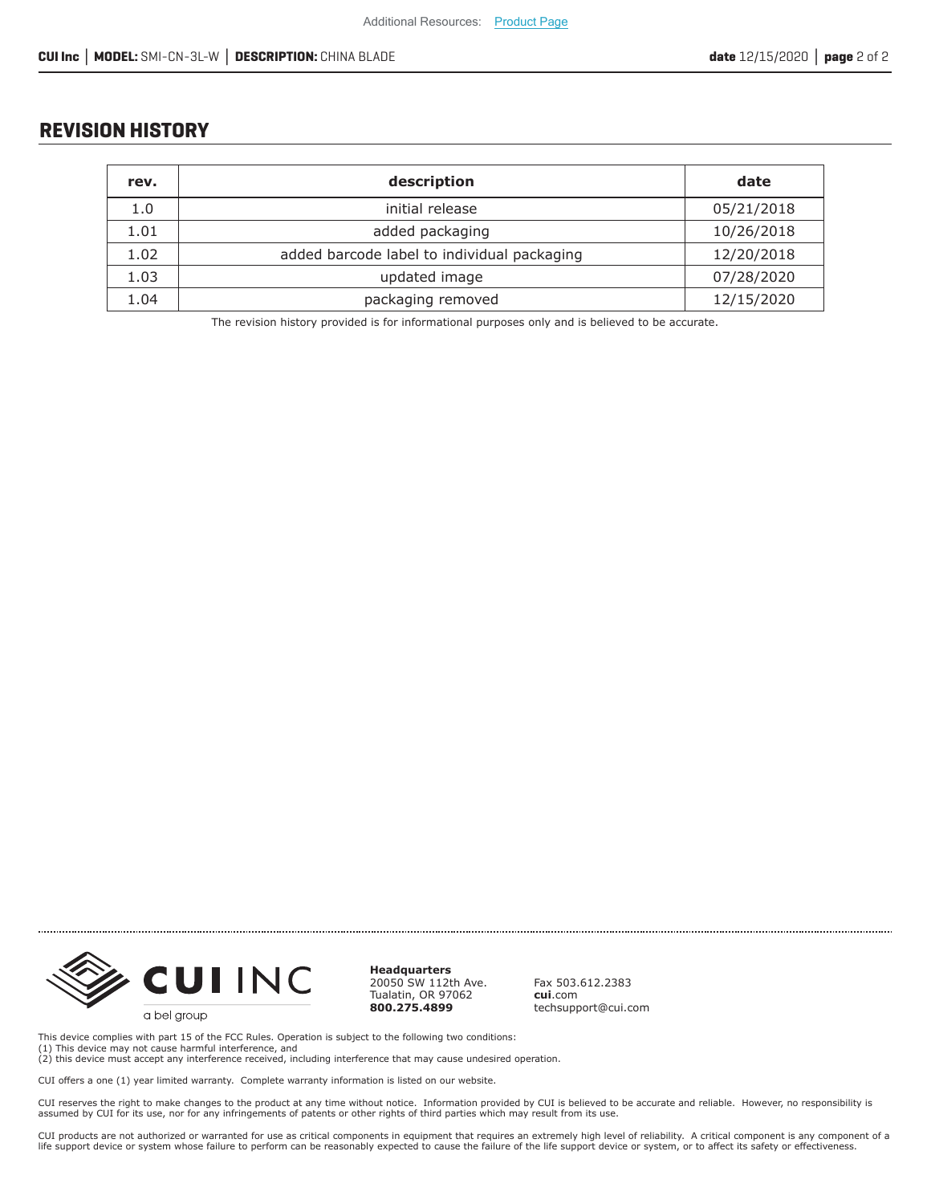## REVISION HISTORY

| rev. | description | date |
| --- | --- | --- |
| 1.0 | initial release | 05/21/2018 |
| 1.01 | added packaging | 10/26/2018 |
| 1.02 | added barcode label to individual packaging | 12/20/2018 |
| 1.03 | updated image | 07/28/2020 |
| 1.04 | packaging removed | 12/15/2020 |

The revision history provided is for informational purposes only and is believed to be accurate.

CUI INC
a bel group

**Headquarters**
20050 SW 112th Ave.
Tualatin, OR 97062
**800.275.4899**

Fax 503.612.2383
**cui**.com
techsupport@cui.com

This device complies with part 15 of the FCC Rules. Operation is subject to the following two conditions:
(1) This device may not cause harmful interference, and
(2) this device must accept any interference received, including interference that may cause undesired operation.

CUI offers a one (1) year limited warranty. Complete warranty information is listed on our website.

CUI reserves the right to make changes to the product at any time without notice. Information provided by CUI is believed to be accurate and reliable. However, no responsibility is assumed by CUI for its use, nor for any infringements of patents or other rights of third parties which may result from its use.

CUI products are not authorized or warranted for use as critical components in equipment that requires an extremely high level of reliability. A critical component is any component of a life support device or system whose failure to perform can be reasonably expected to cause the failure of the life support device or system, or to affect its safety or effectiveness.